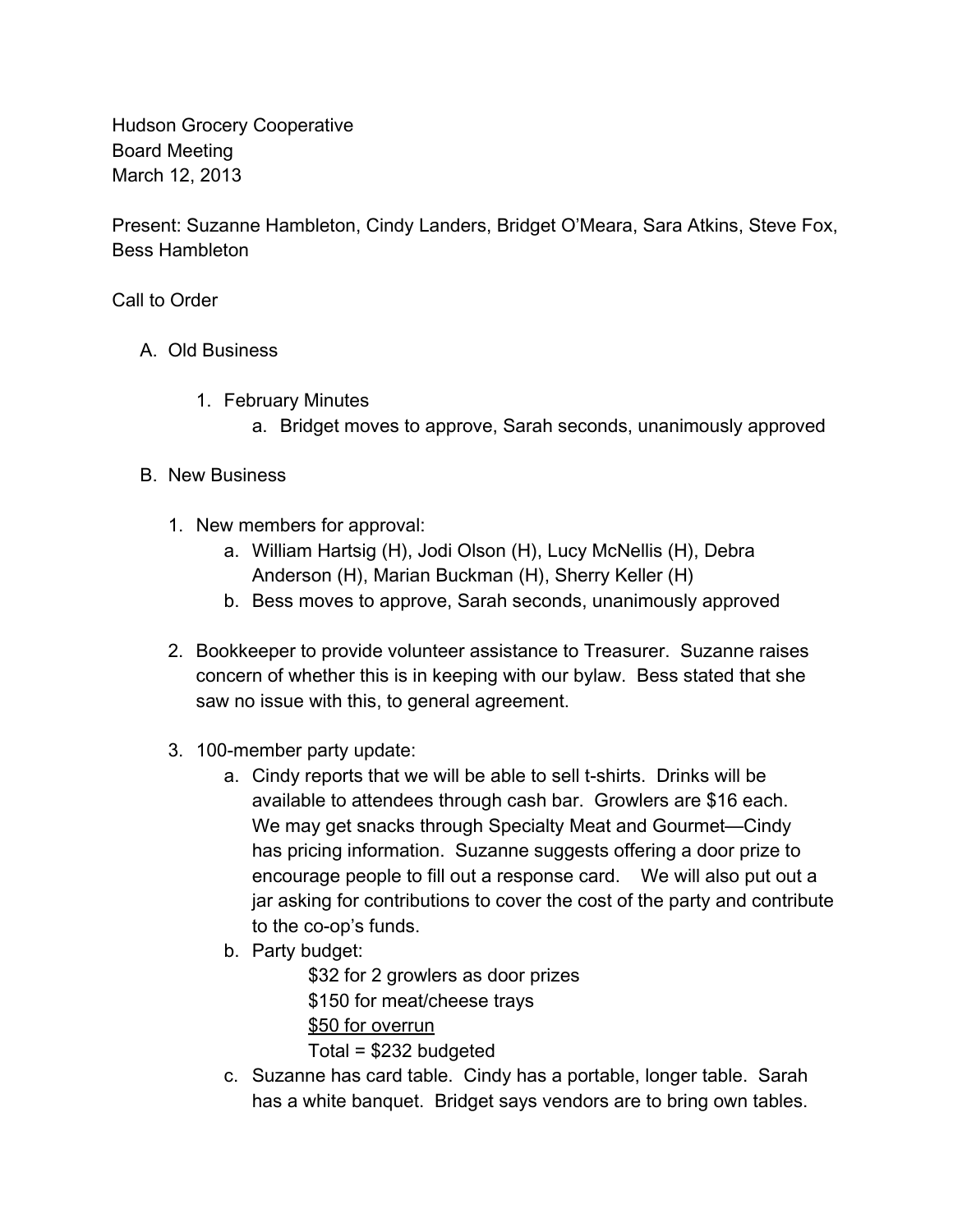Hudson Grocery Cooperative
Board Meeting
March 12, 2013

Present: Suzanne Hambleton, Cindy Landers, Bridget O'Meara, Sara Atkins, Steve Fox, Bess Hambleton

Call to Order

A. Old Business

   1. February Minutes
      a. Bridget moves to approve, Sarah seconds, unanimously approved

B. New Business

   1. New members for approval:
      a. William Hartsig (H), Jodi Olson (H), Lucy McNellis (H), Debra Anderson (H), Marian Buckman (H), Sherry Keller (H)
      b. Bess moves to approve, Sarah seconds, unanimously approved

   2. Bookkeeper to provide volunteer assistance to Treasurer. Suzanne raises concern of whether this is in keeping with our bylaw. Bess stated that she saw no issue with this, to general agreement.

   3. 100-member party update:
      a. Cindy reports that we will be able to sell t-shirts. Drinks will be available to attendees through cash bar. Growlers are $16 each. We may get snacks through Specialty Meat and Gourmet—Cindy has pricing information. Suzanne suggests offering a door prize to encourage people to fill out a response card. We will also put out a jar asking for contributions to cover the cost of the party and contribute to the co-op's funds.
      b. Party budget:
         $32 for 2 growlers as door prizes
         $150 for meat/cheese trays
         <u>$50 for overrun</u>
         Total = $232 budgeted
      c. Suzanne has card table. Cindy has a portable, longer table. Sarah has a white banquet. Bridget says vendors are to bring own tables.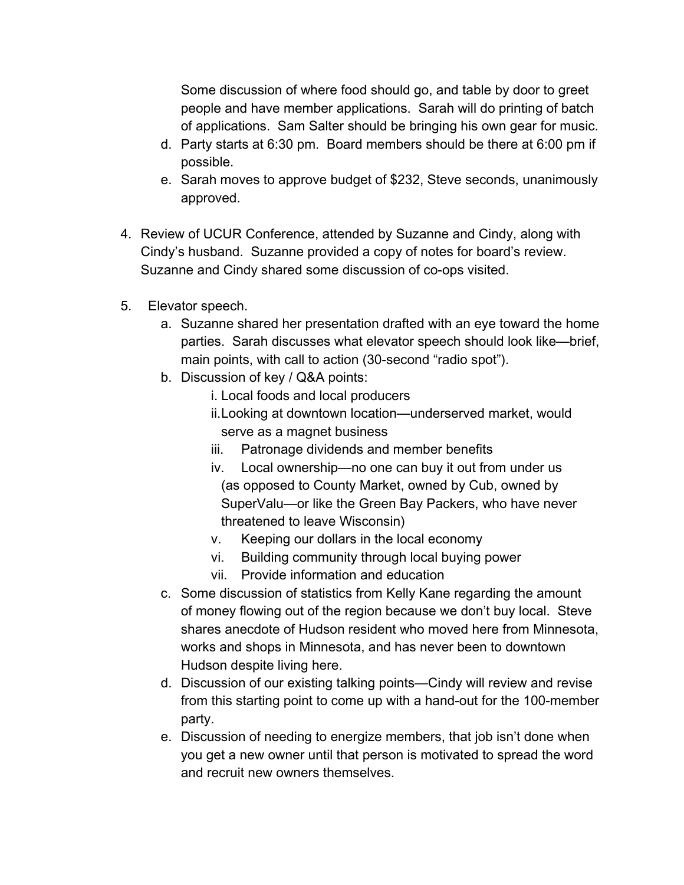Some discussion of where food should go, and table by door to greet people and have member applications. Sarah will do printing of batch of applications. Sam Salter should be bringing his own gear for music.

d. Party starts at 6:30 pm. Board members should be there at 6:00 pm if possible.
e. Sarah moves to approve budget of $232, Steve seconds, unanimously approved.

4. Review of UCUR Conference, attended by Suzanne and Cindy, along with Cindy's husband. Suzanne provided a copy of notes for board's review. Suzanne and Cindy shared some discussion of co-ops visited.

5. Elevator speech.
   a. Suzanne shared her presentation drafted with an eye toward the home parties. Sarah discusses what elevator speech should look like—brief, main points, with call to action (30-second "radio spot").
   b. Discussion of key / Q&A points:
      i. Local foods and local producers
      ii. Looking at downtown location—underserved market, would serve as a magnet business
      iii. Patronage dividends and member benefits
      iv. Local ownership—no one can buy it out from under us (as opposed to County Market, owned by Cub, owned by SuperValu—or like the Green Bay Packers, who have never threatened to leave Wisconsin)
      v. Keeping our dollars in the local economy
      vi. Building community through local buying power
      vii. Provide information and education
   c. Some discussion of statistics from Kelly Kane regarding the amount of money flowing out of the region because we don't buy local. Steve shares anecdote of Hudson resident who moved here from Minnesota, works and shops in Minnesota, and has never been to downtown Hudson despite living here.
   d. Discussion of our existing talking points—Cindy will review and revise from this starting point to come up with a hand-out for the 100-member party.
   e. Discussion of needing to energize members, that job isn't done when you get a new owner until that person is motivated to spread the word and recruit new owners themselves.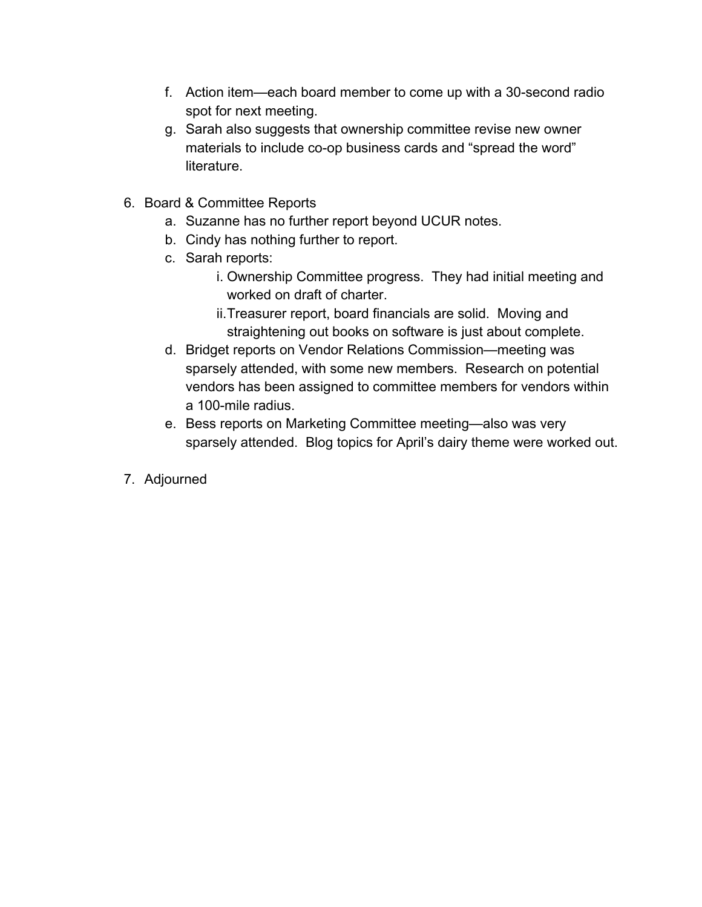f. Action item—each board member to come up with a 30-second radio spot for next meeting.

g. Sarah also suggests that ownership committee revise new owner materials to include co-op business cards and “spread the word” literature.

6. Board & Committee Reports
    a. Suzanne has no further report beyond UCUR notes.
    b. Cindy has nothing further to report.
    c. Sarah reports:
        i. Ownership Committee progress. They had initial meeting and worked on draft of charter.
        ii. Treasurer report, board financials are solid. Moving and straightening out books on software is just about complete.
    d. Bridget reports on Vendor Relations Commission—meeting was sparsely attended, with some new members. Research on potential vendors has been assigned to committee members for vendors within a 100-mile radius.
    e. Bess reports on Marketing Committee meeting—also was very sparsely attended. Blog topics for April’s dairy theme were worked out.

7. Adjourned